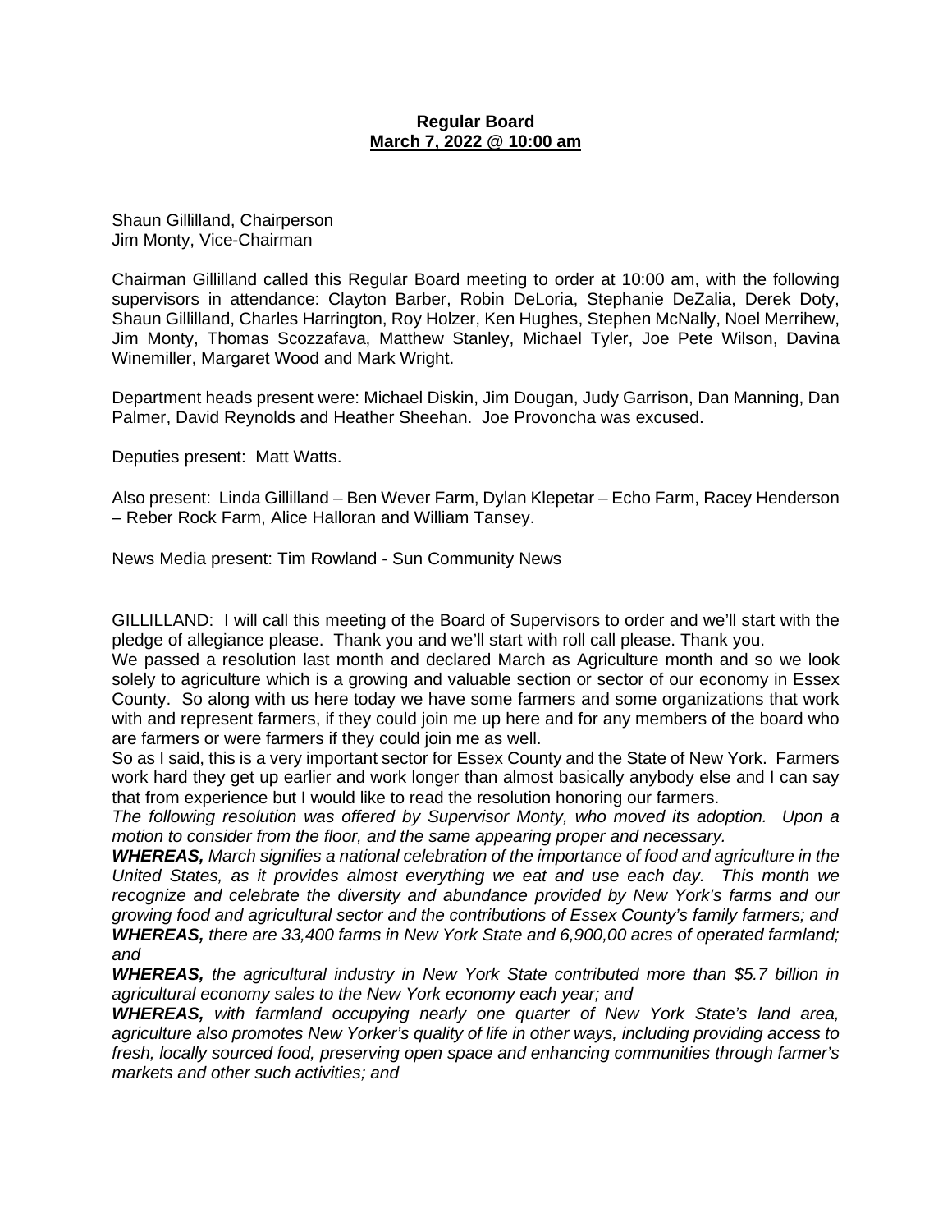**Regular Board**
**<u>March 7, 2022 @ 10:00 am</u>**

Shaun Gillilland, Chairperson
Jim Monty, Vice-Chairman

Chairman Gillilland called this Regular Board meeting to order at 10:00 am, with the following supervisors in attendance: Clayton Barber, Robin DeLoria, Stephanie DeZalia, Derek Doty, Shaun Gillilland, Charles Harrington, Roy Holzer, Ken Hughes, Stephen McNally, Noel Merrihew, Jim Monty, Thomas Scozzafava, Matthew Stanley, Michael Tyler, Joe Pete Wilson, Davina Winemiller, Margaret Wood and Mark Wright.

Department heads present were: Michael Diskin, Jim Dougan, Judy Garrison, Dan Manning, Dan Palmer, David Reynolds and Heather Sheehan. Joe Provoncha was excused.

Deputies present: Matt Watts.

Also present: Linda Gillilland – Ben Wever Farm, Dylan Klepetar – Echo Farm, Racey Henderson – Reber Rock Farm, Alice Halloran and William Tansey.

News Media present: Tim Rowland - Sun Community News

GILLILLAND: I will call this meeting of the Board of Supervisors to order and we'll start with the pledge of allegiance please. Thank you and we'll start with roll call please. Thank you.
We passed a resolution last month and declared March as Agriculture month and so we look solely to agriculture which is a growing and valuable section or sector of our economy in Essex County. So along with us here today we have some farmers and some organizations that work with and represent farmers, if they could join me up here and for any members of the board who are farmers or were farmers if they could join me as well.
So as I said, this is a very important sector for Essex County and the State of New York. Farmers work hard they get up earlier and work longer than almost basically anybody else and I can say that from experience but I would like to read the resolution honoring our farmers.
*The following resolution was offered by Supervisor Monty, who moved its adoption. Upon a motion to consider from the floor, and the same appearing proper and necessary.*
***WHEREAS,*** *March signifies a national celebration of the importance of food and agriculture in the United States, as it provides almost everything we eat and use each day. This month we recognize and celebrate the diversity and abundance provided by New York's farms and our growing food and agricultural sector and the contributions of Essex County's family farmers; and*
***WHEREAS,*** *there are 33,400 farms in New York State and 6,900,00 acres of operated farmland; and*
***WHEREAS,*** *the agricultural industry in New York State contributed more than $5.7 billion in agricultural economy sales to the New York economy each year; and*
***WHEREAS,*** *with farmland occupying nearly one quarter of New York State's land area, agriculture also promotes New Yorker's quality of life in other ways, including providing access to fresh, locally sourced food, preserving open space and enhancing communities through farmer's markets and other such activities; and*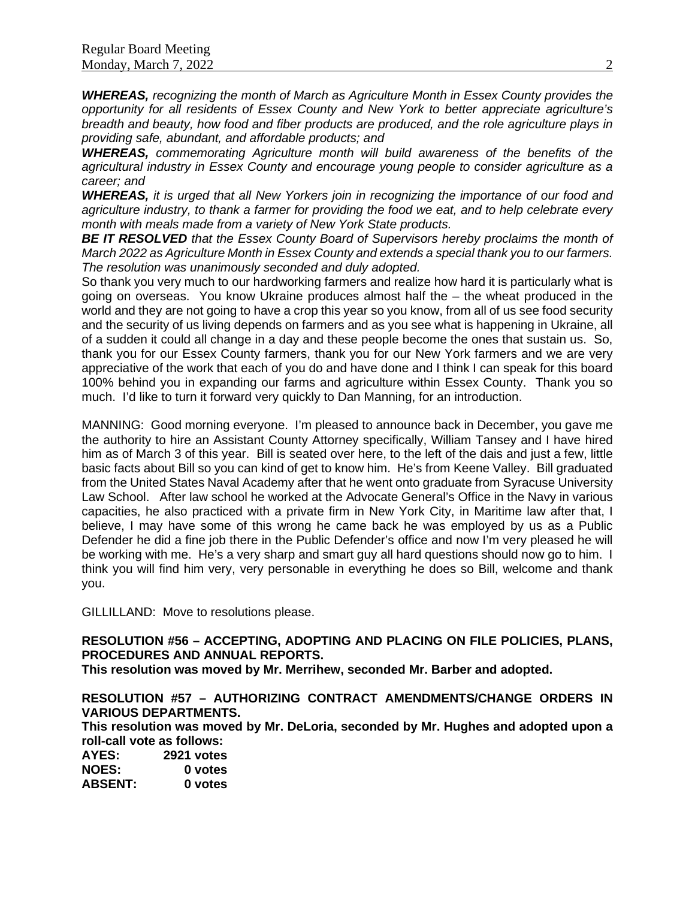***WHEREAS,*** *recognizing the month of March as Agriculture Month in Essex County provides the opportunity for all residents of Essex County and New York to better appreciate agriculture's breadth and beauty, how food and fiber products are produced, and the role agriculture plays in providing safe, abundant, and affordable products; and*

***WHEREAS,*** *commemorating Agriculture month will build awareness of the benefits of the agricultural industry in Essex County and encourage young people to consider agriculture as a career; and*

***WHEREAS,*** *it is urged that all New Yorkers join in recognizing the importance of our food and agriculture industry, to thank a farmer for providing the food we eat, and to help celebrate every month with meals made from a variety of New York State products.*

***BE IT RESOLVED*** *that the Essex County Board of Supervisors hereby proclaims the month of March 2022 as Agriculture Month in Essex County and extends a special thank you to our farmers. The resolution was unanimously seconded and duly adopted.*

So thank you very much to our hardworking farmers and realize how hard it is particularly what is going on overseas. You know Ukraine produces almost half the – the wheat produced in the world and they are not going to have a crop this year so you know, from all of us see food security and the security of us living depends on farmers and as you see what is happening in Ukraine, all of a sudden it could all change in a day and these people become the ones that sustain us. So, thank you for our Essex County farmers, thank you for our New York farmers and we are very appreciative of the work that each of you do and have done and I think I can speak for this board 100% behind you in expanding our farms and agriculture within Essex County. Thank you so much. I'd like to turn it forward very quickly to Dan Manning, for an introduction.

MANNING: Good morning everyone. I'm pleased to announce back in December, you gave me the authority to hire an Assistant County Attorney specifically, William Tansey and I have hired him as of March 3 of this year. Bill is seated over here, to the left of the dais and just a few, little basic facts about Bill so you can kind of get to know him. He's from Keene Valley. Bill graduated from the United States Naval Academy after that he went onto graduate from Syracuse University Law School. After law school he worked at the Advocate General's Office in the Navy in various capacities, he also practiced with a private firm in New York City, in Maritime law after that, I believe, I may have some of this wrong he came back he was employed by us as a Public Defender he did a fine job there in the Public Defender's office and now I'm very pleased he will be working with me. He's a very sharp and smart guy all hard questions should now go to him. I think you will find him very, very personable in everything he does so Bill, welcome and thank you.

GILLILLAND: Move to resolutions please.

**RESOLUTION #56 – ACCEPTING, ADOPTING AND PLACING ON FILE POLICIES, PLANS, PROCEDURES AND ANNUAL REPORTS.**
**This resolution was moved by Mr. Merrihew, seconded Mr. Barber and adopted.**

**RESOLUTION #57 – AUTHORIZING CONTRACT AMENDMENTS/CHANGE ORDERS IN VARIOUS DEPARTMENTS.**
**This resolution was moved by Mr. DeLoria, seconded by Mr. Hughes and adopted upon a roll-call vote as follows:**

**AYES: 2921 votes**
**NOES: 0 votes**
**ABSENT: 0 votes**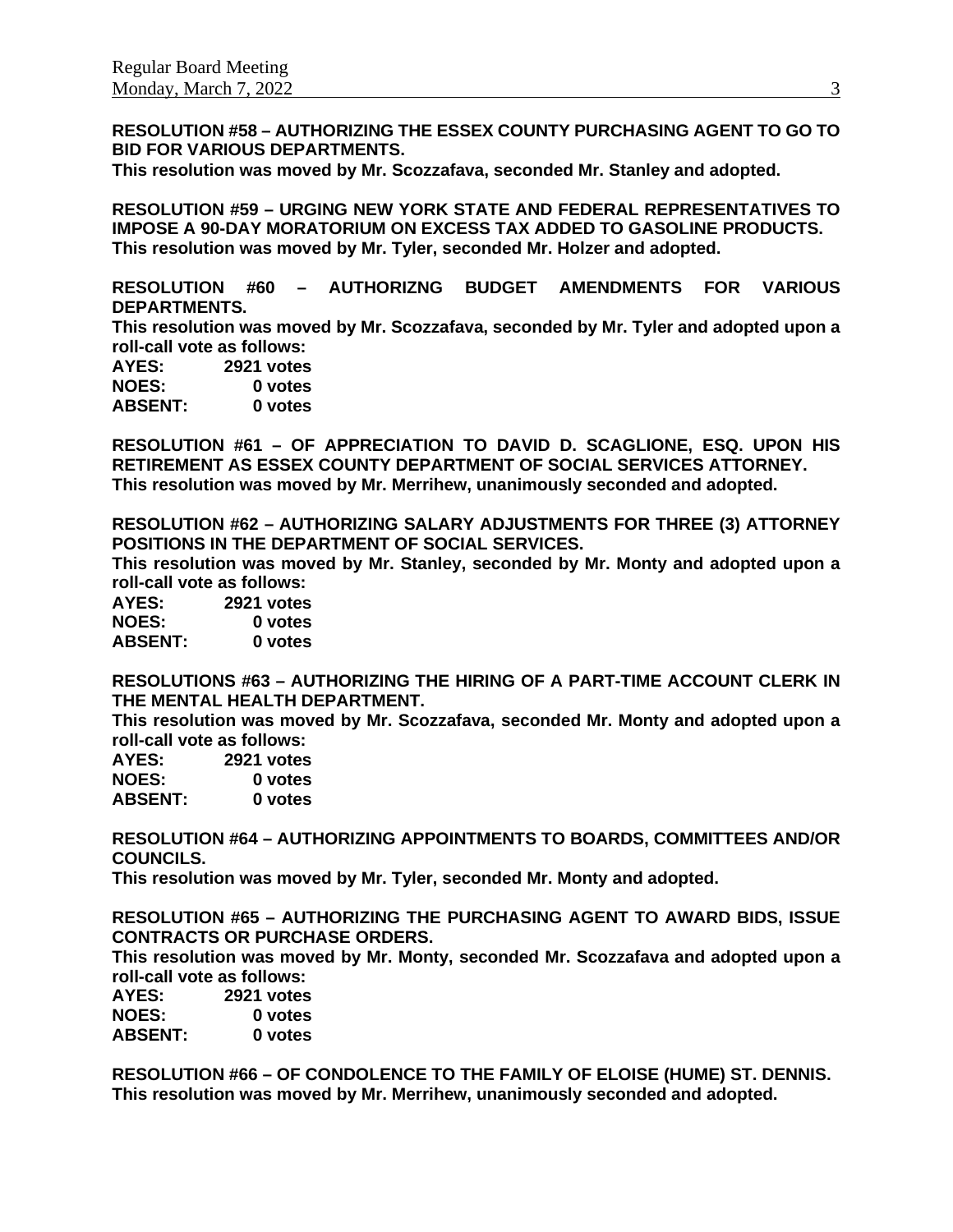**RESOLUTION #58 – AUTHORIZING THE ESSEX COUNTY PURCHASING AGENT TO GO TO BID FOR VARIOUS DEPARTMENTS.**
**This resolution was moved by Mr. Scozzafava, seconded Mr. Stanley and adopted.**

**RESOLUTION #59 – URGING NEW YORK STATE AND FEDERAL REPRESENTATIVES TO IMPOSE A 90-DAY MORATORIUM ON EXCESS TAX ADDED TO GASOLINE PRODUCTS.**
**This resolution was moved by Mr. Tyler, seconded Mr. Holzer and adopted.**

**RESOLUTION #60 – AUTHORIZNG BUDGET AMENDMENTS FOR VARIOUS DEPARTMENTS.**
**This resolution was moved by Mr. Scozzafava, seconded by Mr. Tyler and adopted upon a roll-call vote as follows:**

**AYES: 2921 votes**
**NOES: 0 votes**
**ABSENT: 0 votes**

**RESOLUTION #61 – OF APPRECIATION TO DAVID D. SCAGLIONE, ESQ. UPON HIS RETIREMENT AS ESSEX COUNTY DEPARTMENT OF SOCIAL SERVICES ATTORNEY.**
**This resolution was moved by Mr. Merrihew, unanimously seconded and adopted.**

**RESOLUTION #62 – AUTHORIZING SALARY ADJUSTMENTS FOR THREE (3) ATTORNEY POSITIONS IN THE DEPARTMENT OF SOCIAL SERVICES.**
**This resolution was moved by Mr. Stanley, seconded by Mr. Monty and adopted upon a roll-call vote as follows:**

**AYES: 2921 votes**
**NOES: 0 votes**
**ABSENT: 0 votes**

**RESOLUTIONS #63 – AUTHORIZING THE HIRING OF A PART-TIME ACCOUNT CLERK IN THE MENTAL HEALTH DEPARTMENT.**
**This resolution was moved by Mr. Scozzafava, seconded Mr. Monty and adopted upon a roll-call vote as follows:**

**AYES: 2921 votes**
**NOES: 0 votes**
**ABSENT: 0 votes**

**RESOLUTION #64 – AUTHORIZING APPOINTMENTS TO BOARDS, COMMITTEES AND/OR COUNCILS.**
**This resolution was moved by Mr. Tyler, seconded Mr. Monty and adopted.**

**RESOLUTION #65 – AUTHORIZING THE PURCHASING AGENT TO AWARD BIDS, ISSUE CONTRACTS OR PURCHASE ORDERS.**
**This resolution was moved by Mr. Monty, seconded Mr. Scozzafava and adopted upon a roll-call vote as follows:**

**AYES: 2921 votes**
**NOES: 0 votes**
**ABSENT: 0 votes**

**RESOLUTION #66 – OF CONDOLENCE TO THE FAMILY OF ELOISE (HUME) ST. DENNIS.**
**This resolution was moved by Mr. Merrihew, unanimously seconded and adopted.**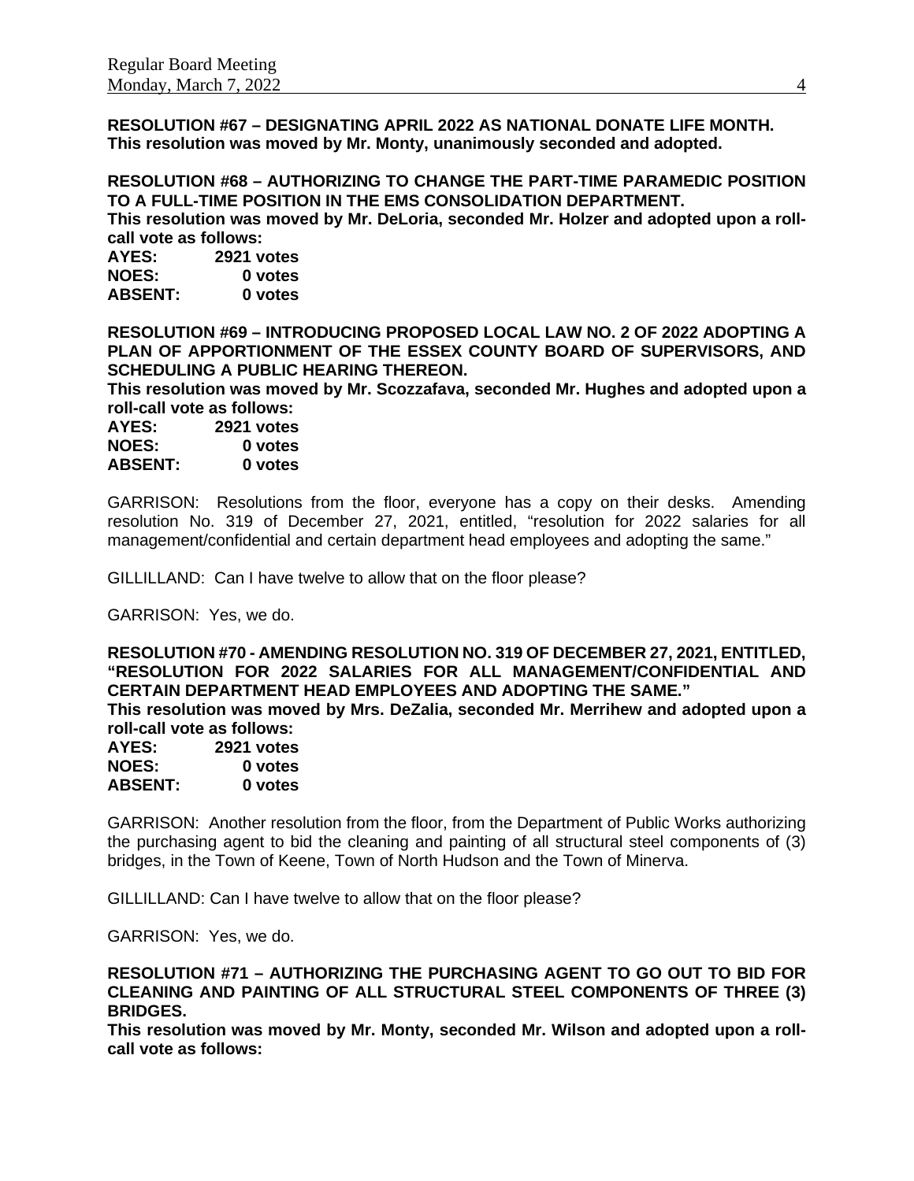**RESOLUTION #67 – DESIGNATING APRIL 2022 AS NATIONAL DONATE LIFE MONTH. This resolution was moved by Mr. Monty, unanimously seconded and adopted.**

**RESOLUTION #68 – AUTHORIZING TO CHANGE THE PART-TIME PARAMEDIC POSITION TO A FULL-TIME POSITION IN THE EMS CONSOLIDATION DEPARTMENT.**
**This resolution was moved by Mr. DeLoria, seconded Mr. Holzer and adopted upon a roll-call vote as follows:**

| | |
|---|---|
| **AYES:** | **2921 votes** |
| **NOES:** | **0 votes** |
| **ABSENT:** | **0 votes** |

**RESOLUTION #69 – INTRODUCING PROPOSED LOCAL LAW NO. 2 OF 2022 ADOPTING A PLAN OF APPORTIONMENT OF THE ESSEX COUNTY BOARD OF SUPERVISORS, AND SCHEDULING A PUBLIC HEARING THEREON.**
**This resolution was moved by Mr. Scozzafava, seconded Mr. Hughes and adopted upon a roll-call vote as follows:**

| | |
|---|---|
| **AYES:** | **2921 votes** |
| **NOES:** | **0 votes** |
| **ABSENT:** | **0 votes** |

GARRISON: Resolutions from the floor, everyone has a copy on their desks. Amending resolution No. 319 of December 27, 2021, entitled, "resolution for 2022 salaries for all management/confidential and certain department head employees and adopting the same."

GILLILLAND: Can I have twelve to allow that on the floor please?

GARRISON: Yes, we do.

**RESOLUTION #70 - AMENDING RESOLUTION NO. 319 OF DECEMBER 27, 2021, ENTITLED, "RESOLUTION FOR 2022 SALARIES FOR ALL MANAGEMENT/CONFIDENTIAL AND CERTAIN DEPARTMENT HEAD EMPLOYEES AND ADOPTING THE SAME."**
**This resolution was moved by Mrs. DeZalia, seconded Mr. Merrihew and adopted upon a roll-call vote as follows:**

| | |
|---|---|
| **AYES:** | **2921 votes** |
| **NOES:** | **0 votes** |
| **ABSENT:** | **0 votes** |

GARRISON: Another resolution from the floor, from the Department of Public Works authorizing the purchasing agent to bid the cleaning and painting of all structural steel components of (3) bridges, in the Town of Keene, Town of North Hudson and the Town of Minerva.

GILLILLAND: Can I have twelve to allow that on the floor please?

GARRISON: Yes, we do.

**RESOLUTION #71 – AUTHORIZING THE PURCHASING AGENT TO GO OUT TO BID FOR CLEANING AND PAINTING OF ALL STRUCTURAL STEEL COMPONENTS OF THREE (3) BRIDGES.**
**This resolution was moved by Mr. Monty, seconded Mr. Wilson and adopted upon a roll-call vote as follows:**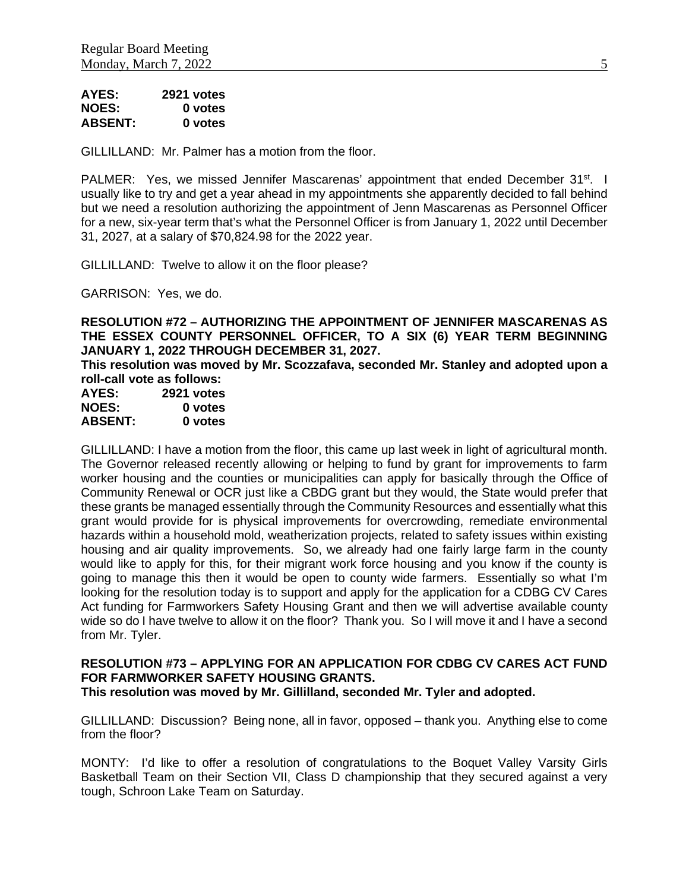**AYES: 2921 votes**
**NOES: 0 votes**
**ABSENT: 0 votes**

GILLILLAND: Mr. Palmer has a motion from the floor.

PALMER: Yes, we missed Jennifer Mascarenas' appointment that ended December 31st. I usually like to try and get a year ahead in my appointments she apparently decided to fall behind but we need a resolution authorizing the appointment of Jenn Mascarenas as Personnel Officer for a new, six-year term that's what the Personnel Officer is from January 1, 2022 until December 31, 2027, at a salary of $70,824.98 for the 2022 year.

GILLILLAND: Twelve to allow it on the floor please?

GARRISON: Yes, we do.

**RESOLUTION #72 – AUTHORIZING THE APPOINTMENT OF JENNIFER MASCARENAS AS THE ESSEX COUNTY PERSONNEL OFFICER, TO A SIX (6) YEAR TERM BEGINNING JANUARY 1, 2022 THROUGH DECEMBER 31, 2027.**
**This resolution was moved by Mr. Scozzafava, seconded Mr. Stanley and adopted upon a roll-call vote as follows:**
**AYES: 2921 votes**
**NOES: 0 votes**
**ABSENT: 0 votes**

GILLILLAND: I have a motion from the floor, this came up last week in light of agricultural month. The Governor released recently allowing or helping to fund by grant for improvements to farm worker housing and the counties or municipalities can apply for basically through the Office of Community Renewal or OCR just like a CBDG grant but they would, the State would prefer that these grants be managed essentially through the Community Resources and essentially what this grant would provide for is physical improvements for overcrowding, remediate environmental hazards within a household mold, weatherization projects, related to safety issues within existing housing and air quality improvements. So, we already had one fairly large farm in the county would like to apply for this, for their migrant work force housing and you know if the county is going to manage this then it would be open to county wide farmers. Essentially so what I'm looking for the resolution today is to support and apply for the application for a CDBG CV Cares Act funding for Farmworkers Safety Housing Grant and then we will advertise available county wide so do I have twelve to allow it on the floor? Thank you. So I will move it and I have a second from Mr. Tyler.

**RESOLUTION #73 – APPLYING FOR AN APPLICATION FOR CDBG CV CARES ACT FUND FOR FARMWORKER SAFETY HOUSING GRANTS.**
**This resolution was moved by Mr. Gillilland, seconded Mr. Tyler and adopted.**

GILLILLAND: Discussion? Being none, all in favor, opposed – thank you. Anything else to come from the floor?

MONTY: I'd like to offer a resolution of congratulations to the Boquet Valley Varsity Girls Basketball Team on their Section VII, Class D championship that they secured against a very tough, Schroon Lake Team on Saturday.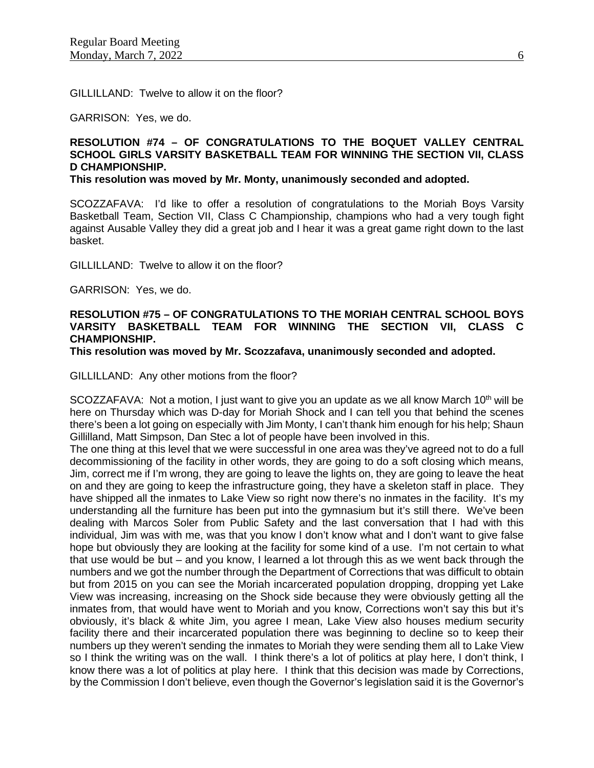GILLILLAND: Twelve to allow it on the floor?

GARRISON: Yes, we do.

**RESOLUTION #74 – OF CONGRATULATIONS TO THE BOQUET VALLEY CENTRAL SCHOOL GIRLS VARSITY BASKETBALL TEAM FOR WINNING THE SECTION VII, CLASS D CHAMPIONSHIP.**
**This resolution was moved by Mr. Monty, unanimously seconded and adopted.**

SCOZZAFAVA: I'd like to offer a resolution of congratulations to the Moriah Boys Varsity Basketball Team, Section VII, Class C Championship, champions who had a very tough fight against Ausable Valley they did a great job and I hear it was a great game right down to the last basket.

GILLILLAND: Twelve to allow it on the floor?

GARRISON: Yes, we do.

**RESOLUTION #75 – OF CONGRATULATIONS TO THE MORIAH CENTRAL SCHOOL BOYS VARSITY BASKETBALL TEAM FOR WINNING THE SECTION VII, CLASS C CHAMPIONSHIP.**
**This resolution was moved by Mr. Scozzafava, unanimously seconded and adopted.**

GILLILLAND: Any other motions from the floor?

SCOZZAFAVA: Not a motion, I just want to give you an update as we all know March 10th will be here on Thursday which was D-day for Moriah Shock and I can tell you that behind the scenes there's been a lot going on especially with Jim Monty, I can't thank him enough for his help; Shaun Gillilland, Matt Simpson, Dan Stec a lot of people have been involved in this.
The one thing at this level that we were successful in one area was they've agreed not to do a full decommissioning of the facility in other words, they are going to do a soft closing which means, Jim, correct me if I'm wrong, they are going to leave the lights on, they are going to leave the heat on and they are going to keep the infrastructure going, they have a skeleton staff in place. They have shipped all the inmates to Lake View so right now there's no inmates in the facility. It's my understanding all the furniture has been put into the gymnasium but it's still there. We've been dealing with Marcos Soler from Public Safety and the last conversation that I had with this individual, Jim was with me, was that you know I don't know what and I don't want to give false hope but obviously they are looking at the facility for some kind of a use. I'm not certain to what that use would be but – and you know, I learned a lot through this as we went back through the numbers and we got the number through the Department of Corrections that was difficult to obtain but from 2015 on you can see the Moriah incarcerated population dropping, dropping yet Lake View was increasing, increasing on the Shock side because they were obviously getting all the inmates from, that would have went to Moriah and you know, Corrections won't say this but it's obviously, it's black & white Jim, you agree I mean, Lake View also houses medium security facility there and their incarcerated population there was beginning to decline so to keep their numbers up they weren't sending the inmates to Moriah they were sending them all to Lake View so I think the writing was on the wall. I think there's a lot of politics at play here, I don't think, I know there was a lot of politics at play here. I think that this decision was made by Corrections, by the Commission I don't believe, even though the Governor's legislation said it is the Governor's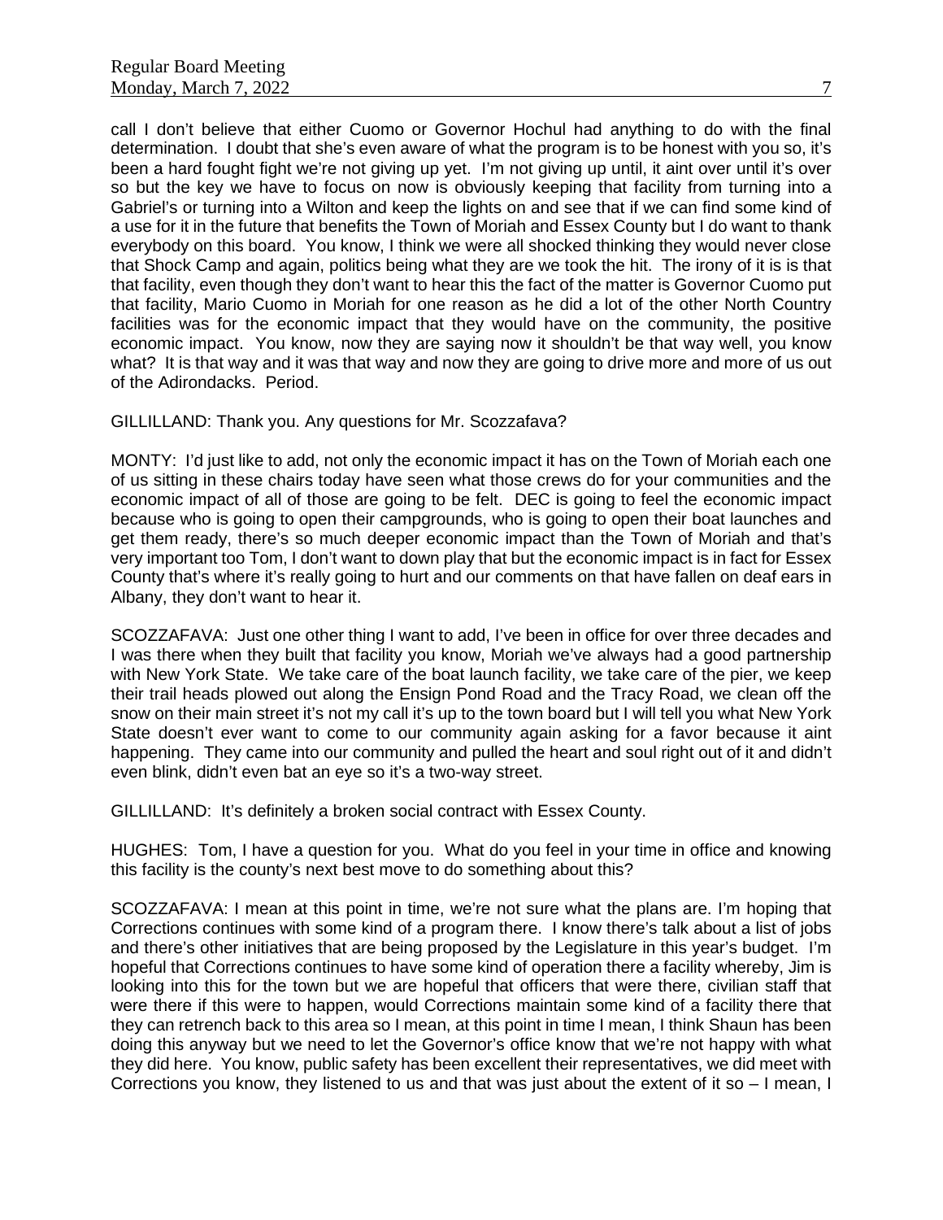call I don't believe that either Cuomo or Governor Hochul had anything to do with the final determination. I doubt that she's even aware of what the program is to be honest with you so, it's been a hard fought fight we're not giving up yet. I'm not giving up until, it aint over until it's over so but the key we have to focus on now is obviously keeping that facility from turning into a Gabriel's or turning into a Wilton and keep the lights on and see that if we can find some kind of a use for it in the future that benefits the Town of Moriah and Essex County but I do want to thank everybody on this board. You know, I think we were all shocked thinking they would never close that Shock Camp and again, politics being what they are we took the hit. The irony of it is is that that facility, even though they don't want to hear this the fact of the matter is Governor Cuomo put that facility, Mario Cuomo in Moriah for one reason as he did a lot of the other North Country facilities was for the economic impact that they would have on the community, the positive economic impact. You know, now they are saying now it shouldn't be that way well, you know what? It is that way and it was that way and now they are going to drive more and more of us out of the Adirondacks. Period.

GILLILLAND: Thank you. Any questions for Mr. Scozzafava?

MONTY: I'd just like to add, not only the economic impact it has on the Town of Moriah each one of us sitting in these chairs today have seen what those crews do for your communities and the economic impact of all of those are going to be felt. DEC is going to feel the economic impact because who is going to open their campgrounds, who is going to open their boat launches and get them ready, there's so much deeper economic impact than the Town of Moriah and that's very important too Tom, I don't want to down play that but the economic impact is in fact for Essex County that's where it's really going to hurt and our comments on that have fallen on deaf ears in Albany, they don't want to hear it.

SCOZZAFAVA: Just one other thing I want to add, I've been in office for over three decades and I was there when they built that facility you know, Moriah we've always had a good partnership with New York State. We take care of the boat launch facility, we take care of the pier, we keep their trail heads plowed out along the Ensign Pond Road and the Tracy Road, we clean off the snow on their main street it's not my call it's up to the town board but I will tell you what New York State doesn't ever want to come to our community again asking for a favor because it aint happening. They came into our community and pulled the heart and soul right out of it and didn't even blink, didn't even bat an eye so it's a two-way street.

GILLILLAND: It's definitely a broken social contract with Essex County.

HUGHES: Tom, I have a question for you. What do you feel in your time in office and knowing this facility is the county's next best move to do something about this?

SCOZZAFAVA: I mean at this point in time, we're not sure what the plans are. I'm hoping that Corrections continues with some kind of a program there. I know there's talk about a list of jobs and there's other initiatives that are being proposed by the Legislature in this year's budget. I'm hopeful that Corrections continues to have some kind of operation there a facility whereby, Jim is looking into this for the town but we are hopeful that officers that were there, civilian staff that were there if this were to happen, would Corrections maintain some kind of a facility there that they can retrench back to this area so I mean, at this point in time I mean, I think Shaun has been doing this anyway but we need to let the Governor's office know that we're not happy with what they did here. You know, public safety has been excellent their representatives, we did meet with Corrections you know, they listened to us and that was just about the extent of it so – I mean, I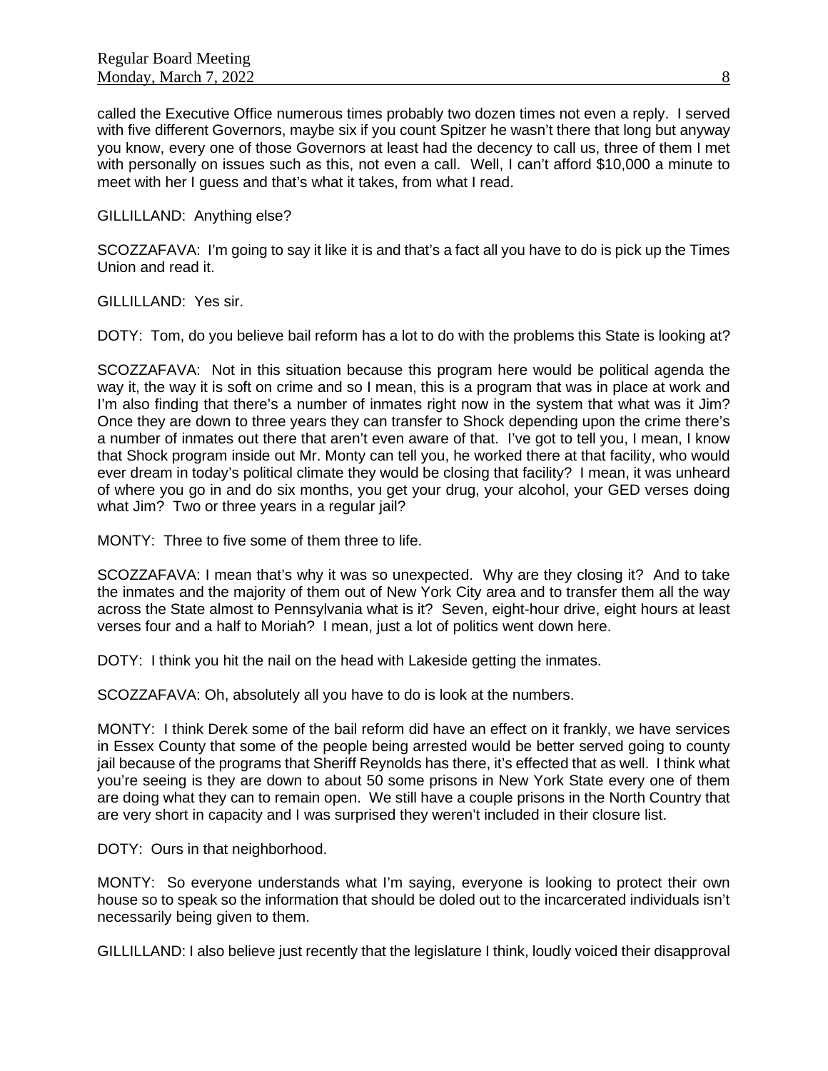called the Executive Office numerous times probably two dozen times not even a reply. I served with five different Governors, maybe six if you count Spitzer he wasn't there that long but anyway you know, every one of those Governors at least had the decency to call us, three of them I met with personally on issues such as this, not even a call. Well, I can't afford $10,000 a minute to meet with her I guess and that's what it takes, from what I read.

GILLILLAND: Anything else?

SCOZZAFAVA: I'm going to say it like it is and that's a fact all you have to do is pick up the Times Union and read it.

GILLILLAND: Yes sir.

DOTY: Tom, do you believe bail reform has a lot to do with the problems this State is looking at?

SCOZZAFAVA: Not in this situation because this program here would be political agenda the way it, the way it is soft on crime and so I mean, this is a program that was in place at work and I'm also finding that there's a number of inmates right now in the system that what was it Jim? Once they are down to three years they can transfer to Shock depending upon the crime there's a number of inmates out there that aren't even aware of that. I've got to tell you, I mean, I know that Shock program inside out Mr. Monty can tell you, he worked there at that facility, who would ever dream in today's political climate they would be closing that facility? I mean, it was unheard of where you go in and do six months, you get your drug, your alcohol, your GED verses doing what Jim? Two or three years in a regular jail?

MONTY: Three to five some of them three to life.

SCOZZAFAVA: I mean that's why it was so unexpected. Why are they closing it? And to take the inmates and the majority of them out of New York City area and to transfer them all the way across the State almost to Pennsylvania what is it? Seven, eight-hour drive, eight hours at least verses four and a half to Moriah? I mean, just a lot of politics went down here.

DOTY: I think you hit the nail on the head with Lakeside getting the inmates.

SCOZZAFAVA: Oh, absolutely all you have to do is look at the numbers.

MONTY: I think Derek some of the bail reform did have an effect on it frankly, we have services in Essex County that some of the people being arrested would be better served going to county jail because of the programs that Sheriff Reynolds has there, it's effected that as well. I think what you're seeing is they are down to about 50 some prisons in New York State every one of them are doing what they can to remain open. We still have a couple prisons in the North Country that are very short in capacity and I was surprised they weren't included in their closure list.

DOTY: Ours in that neighborhood.

MONTY: So everyone understands what I'm saying, everyone is looking to protect their own house so to speak so the information that should be doled out to the incarcerated individuals isn't necessarily being given to them.

GILLILLAND: I also believe just recently that the legislature I think, loudly voiced their disapproval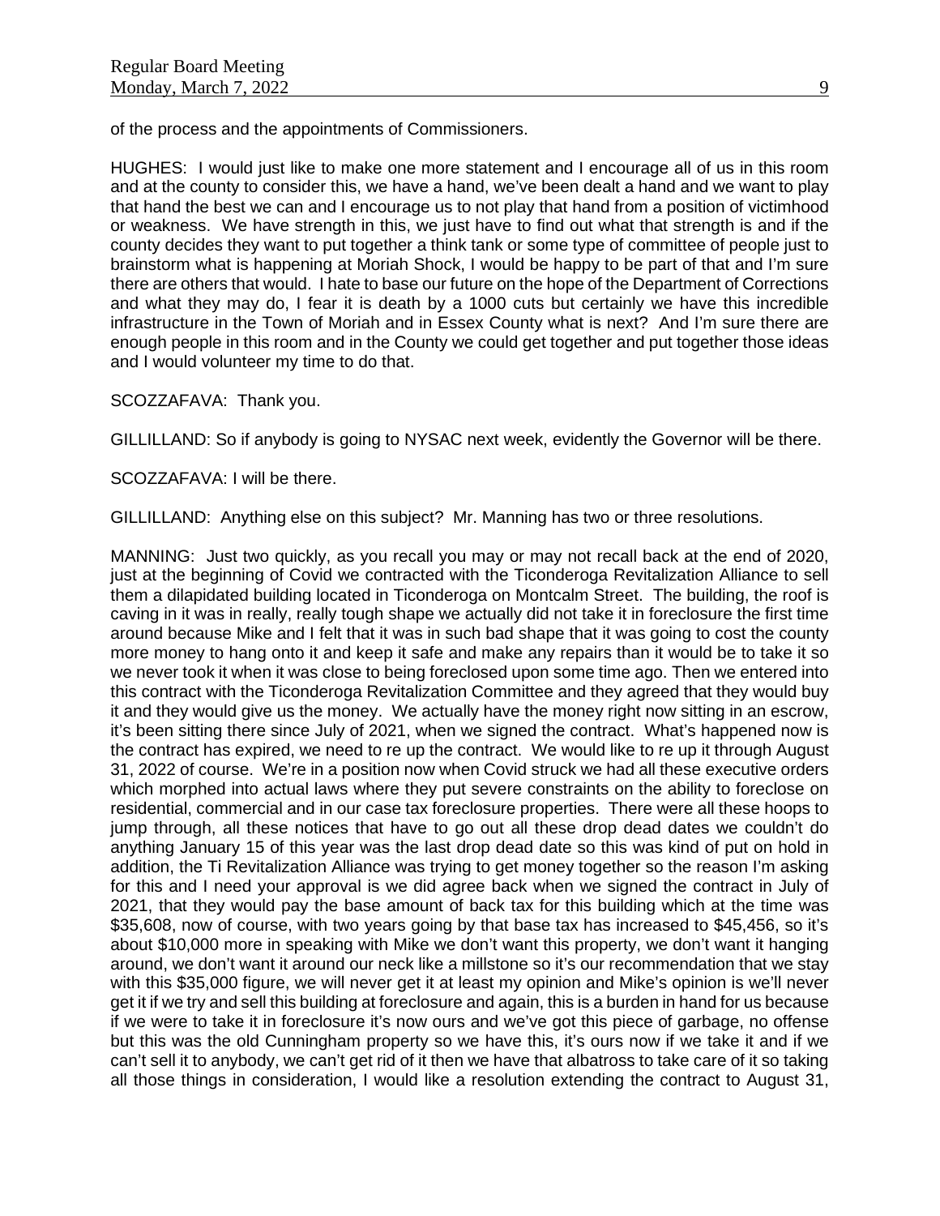of the process and the appointments of Commissioners.

HUGHES: I would just like to make one more statement and I encourage all of us in this room and at the county to consider this, we have a hand, we've been dealt a hand and we want to play that hand the best we can and I encourage us to not play that hand from a position of victimhood or weakness. We have strength in this, we just have to find out what that strength is and if the county decides they want to put together a think tank or some type of committee of people just to brainstorm what is happening at Moriah Shock, I would be happy to be part of that and I'm sure there are others that would. I hate to base our future on the hope of the Department of Corrections and what they may do, I fear it is death by a 1000 cuts but certainly we have this incredible infrastructure in the Town of Moriah and in Essex County what is next? And I'm sure there are enough people in this room and in the County we could get together and put together those ideas and I would volunteer my time to do that.

SCOZZAFAVA: Thank you.

GILLILLAND: So if anybody is going to NYSAC next week, evidently the Governor will be there.

SCOZZAFAVA: I will be there.

GILLILLAND: Anything else on this subject? Mr. Manning has two or three resolutions.

MANNING: Just two quickly, as you recall you may or may not recall back at the end of 2020, just at the beginning of Covid we contracted with the Ticonderoga Revitalization Alliance to sell them a dilapidated building located in Ticonderoga on Montcalm Street. The building, the roof is caving in it was in really, really tough shape we actually did not take it in foreclosure the first time around because Mike and I felt that it was in such bad shape that it was going to cost the county more money to hang onto it and keep it safe and make any repairs than it would be to take it so we never took it when it was close to being foreclosed upon some time ago. Then we entered into this contract with the Ticonderoga Revitalization Committee and they agreed that they would buy it and they would give us the money. We actually have the money right now sitting in an escrow, it's been sitting there since July of 2021, when we signed the contract. What's happened now is the contract has expired, we need to re up the contract. We would like to re up it through August 31, 2022 of course. We're in a position now when Covid struck we had all these executive orders which morphed into actual laws where they put severe constraints on the ability to foreclose on residential, commercial and in our case tax foreclosure properties. There were all these hoops to jump through, all these notices that have to go out all these drop dead dates we couldn't do anything January 15 of this year was the last drop dead date so this was kind of put on hold in addition, the Ti Revitalization Alliance was trying to get money together so the reason I'm asking for this and I need your approval is we did agree back when we signed the contract in July of 2021, that they would pay the base amount of back tax for this building which at the time was $35,608, now of course, with two years going by that base tax has increased to $45,456, so it's about $10,000 more in speaking with Mike we don't want this property, we don't want it hanging around, we don't want it around our neck like a millstone so it's our recommendation that we stay with this $35,000 figure, we will never get it at least my opinion and Mike's opinion is we'll never get it if we try and sell this building at foreclosure and again, this is a burden in hand for us because if we were to take it in foreclosure it's now ours and we've got this piece of garbage, no offense but this was the old Cunningham property so we have this, it's ours now if we take it and if we can't sell it to anybody, we can't get rid of it then we have that albatross to take care of it so taking all those things in consideration, I would like a resolution extending the contract to August 31,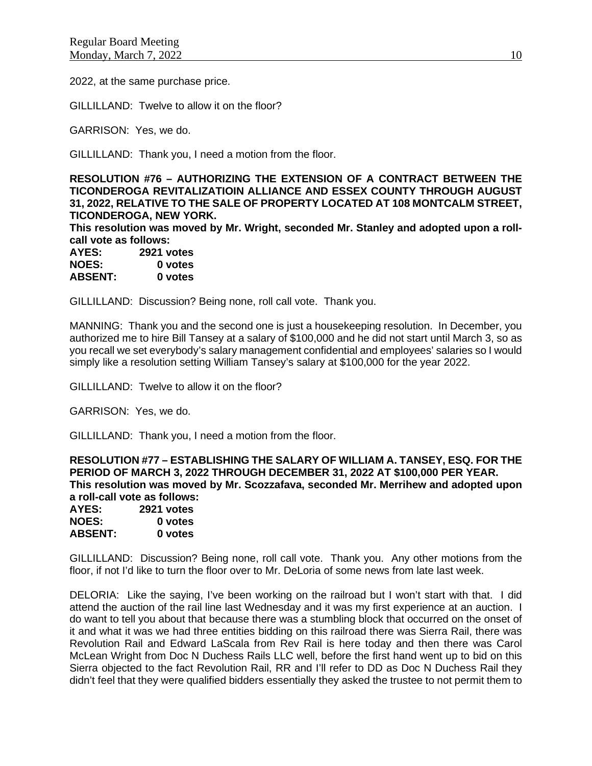2022, at the same purchase price.

GILLILLAND: Twelve to allow it on the floor?

GARRISON: Yes, we do.

GILLILLAND: Thank you, I need a motion from the floor.

**RESOLUTION #76 – AUTHORIZING THE EXTENSION OF A CONTRACT BETWEEN THE TICONDEROGA REVITALIZATIOIN ALLIANCE AND ESSEX COUNTY THROUGH AUGUST 31, 2022, RELATIVE TO THE SALE OF PROPERTY LOCATED AT 108 MONTCALM STREET, TICONDEROGA, NEW YORK.**
**This resolution was moved by Mr. Wright, seconded Mr. Stanley and adopted upon a roll-call vote as follows:**

| | |
|---|---|
| **AYES:** | **2921 votes** |
| **NOES:** | **0 votes** |
| **ABSENT:** | **0 votes** |

GILLILLAND: Discussion? Being none, roll call vote. Thank you.

MANNING: Thank you and the second one is just a housekeeping resolution. In December, you authorized me to hire Bill Tansey at a salary of $100,000 and he did not start until March 3, so as you recall we set everybody's salary management confidential and employees' salaries so I would simply like a resolution setting William Tansey's salary at $100,000 for the year 2022.

GILLILLAND: Twelve to allow it on the floor?

GARRISON: Yes, we do.

GILLILLAND: Thank you, I need a motion from the floor.

**RESOLUTION #77 – ESTABLISHING THE SALARY OF WILLIAM A. TANSEY, ESQ. FOR THE PERIOD OF MARCH 3, 2022 THROUGH DECEMBER 31, 2022 AT $100,000 PER YEAR.**
**This resolution was moved by Mr. Scozzafava, seconded Mr. Merrihew and adopted upon a roll-call vote as follows:**

| | |
|---|---|
| **AYES:** | **2921 votes** |
| **NOES:** | **0 votes** |
| **ABSENT:** | **0 votes** |

GILLILLAND: Discussion? Being none, roll call vote. Thank you. Any other motions from the floor, if not I'd like to turn the floor over to Mr. DeLoria of some news from late last week.

DELORIA: Like the saying, I've been working on the railroad but I won't start with that. I did attend the auction of the rail line last Wednesday and it was my first experience at an auction. I do want to tell you about that because there was a stumbling block that occurred on the onset of it and what it was we had three entities bidding on this railroad there was Sierra Rail, there was Revolution Rail and Edward LaScala from Rev Rail is here today and then there was Carol McLean Wright from Doc N Duchess Rails LLC well, before the first hand went up to bid on this Sierra objected to the fact Revolution Rail, RR and I'll refer to DD as Doc N Duchess Rail they didn't feel that they were qualified bidders essentially they asked the trustee to not permit them to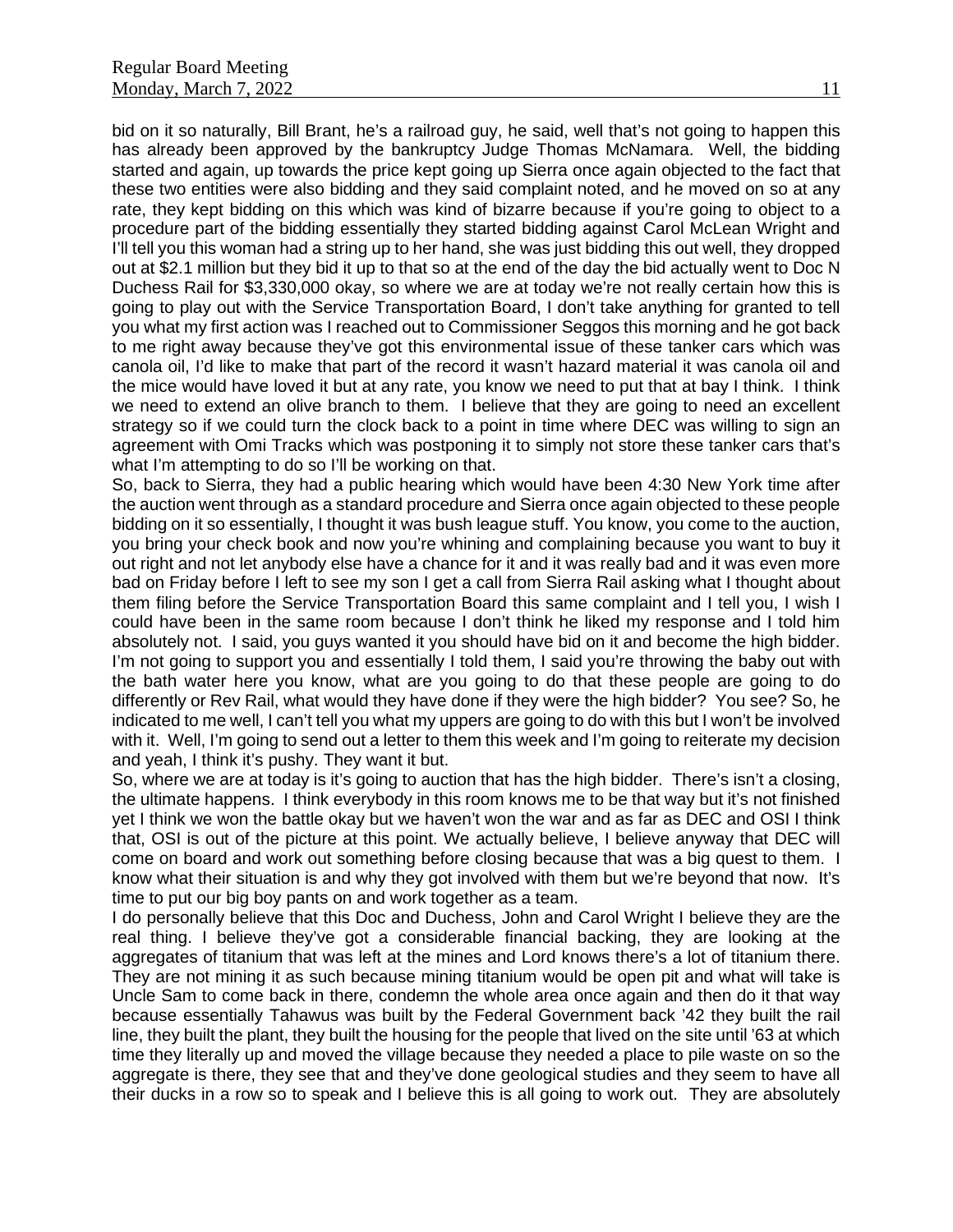bid on it so naturally, Bill Brant, he's a railroad guy, he said, well that's not going to happen this has already been approved by the bankruptcy Judge Thomas McNamara. Well, the bidding started and again, up towards the price kept going up Sierra once again objected to the fact that these two entities were also bidding and they said complaint noted, and he moved on so at any rate, they kept bidding on this which was kind of bizarre because if you're going to object to a procedure part of the bidding essentially they started bidding against Carol McLean Wright and I'll tell you this woman had a string up to her hand, she was just bidding this out well, they dropped out at $2.1 million but they bid it up to that so at the end of the day the bid actually went to Doc N Duchess Rail for $3,330,000 okay, so where we are at today we're not really certain how this is going to play out with the Service Transportation Board, I don't take anything for granted to tell you what my first action was I reached out to Commissioner Seggos this morning and he got back to me right away because they've got this environmental issue of these tanker cars which was canola oil, I'd like to make that part of the record it wasn't hazard material it was canola oil and the mice would have loved it but at any rate, you know we need to put that at bay I think. I think we need to extend an olive branch to them. I believe that they are going to need an excellent strategy so if we could turn the clock back to a point in time where DEC was willing to sign an agreement with Omi Tracks which was postponing it to simply not store these tanker cars that's what I'm attempting to do so I'll be working on that.

So, back to Sierra, they had a public hearing which would have been 4:30 New York time after the auction went through as a standard procedure and Sierra once again objected to these people bidding on it so essentially, I thought it was bush league stuff. You know, you come to the auction, you bring your check book and now you're whining and complaining because you want to buy it out right and not let anybody else have a chance for it and it was really bad and it was even more bad on Friday before I left to see my son I get a call from Sierra Rail asking what I thought about them filing before the Service Transportation Board this same complaint and I tell you, I wish I could have been in the same room because I don't think he liked my response and I told him absolutely not. I said, you guys wanted it you should have bid on it and become the high bidder. I'm not going to support you and essentially I told them, I said you're throwing the baby out with the bath water here you know, what are you going to do that these people are going to do differently or Rev Rail, what would they have done if they were the high bidder? You see? So, he indicated to me well, I can't tell you what my uppers are going to do with this but I won't be involved with it. Well, I'm going to send out a letter to them this week and I'm going to reiterate my decision and yeah, I think it's pushy. They want it but.

So, where we are at today is it's going to auction that has the high bidder. There's isn't a closing, the ultimate happens. I think everybody in this room knows me to be that way but it's not finished yet I think we won the battle okay but we haven't won the war and as far as DEC and OSI I think that, OSI is out of the picture at this point. We actually believe, I believe anyway that DEC will come on board and work out something before closing because that was a big quest to them. I know what their situation is and why they got involved with them but we're beyond that now. It's time to put our big boy pants on and work together as a team.

I do personally believe that this Doc and Duchess, John and Carol Wright I believe they are the real thing. I believe they've got a considerable financial backing, they are looking at the aggregates of titanium that was left at the mines and Lord knows there's a lot of titanium there. They are not mining it as such because mining titanium would be open pit and what will take is Uncle Sam to come back in there, condemn the whole area once again and then do it that way because essentially Tahawus was built by the Federal Government back '42 they built the rail line, they built the plant, they built the housing for the people that lived on the site until '63 at which time they literally up and moved the village because they needed a place to pile waste on so the aggregate is there, they see that and they've done geological studies and they seem to have all their ducks in a row so to speak and I believe this is all going to work out. They are absolutely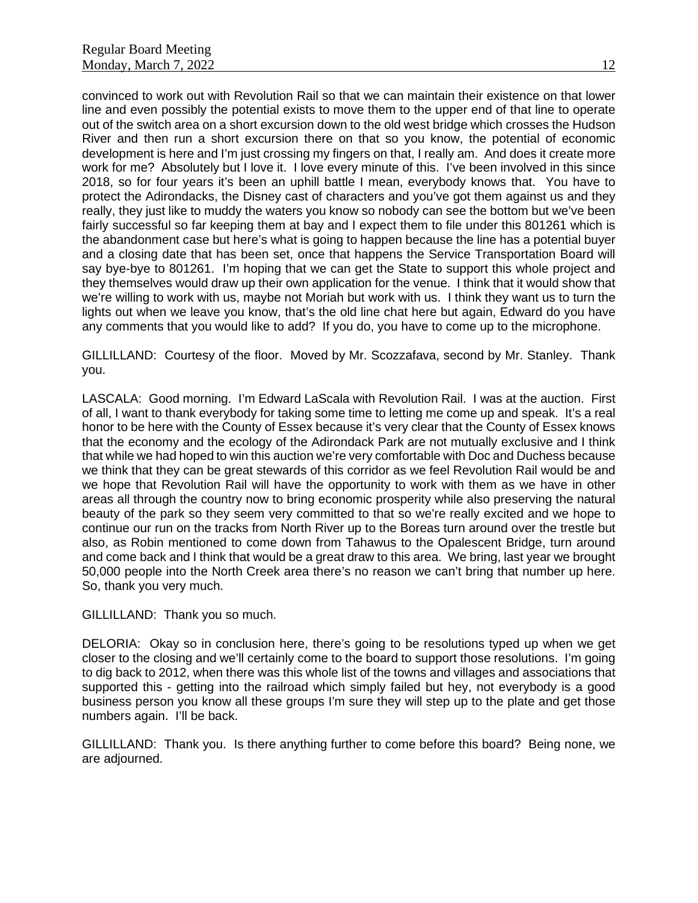convinced to work out with Revolution Rail so that we can maintain their existence on that lower line and even possibly the potential exists to move them to the upper end of that line to operate out of the switch area on a short excursion down to the old west bridge which crosses the Hudson River and then run a short excursion there on that so you know, the potential of economic development is here and I'm just crossing my fingers on that, I really am. And does it create more work for me? Absolutely but I love it. I love every minute of this. I've been involved in this since 2018, so for four years it's been an uphill battle I mean, everybody knows that. You have to protect the Adirondacks, the Disney cast of characters and you've got them against us and they really, they just like to muddy the waters you know so nobody can see the bottom but we've been fairly successful so far keeping them at bay and I expect them to file under this 801261 which is the abandonment case but here's what is going to happen because the line has a potential buyer and a closing date that has been set, once that happens the Service Transportation Board will say bye-bye to 801261. I'm hoping that we can get the State to support this whole project and they themselves would draw up their own application for the venue. I think that it would show that we're willing to work with us, maybe not Moriah but work with us. I think they want us to turn the lights out when we leave you know, that's the old line chat here but again, Edward do you have any comments that you would like to add? If you do, you have to come up to the microphone.

GILLILLAND: Courtesy of the floor. Moved by Mr. Scozzafava, second by Mr. Stanley. Thank you.

LASCALA: Good morning. I'm Edward LaScala with Revolution Rail. I was at the auction. First of all, I want to thank everybody for taking some time to letting me come up and speak. It's a real honor to be here with the County of Essex because it's very clear that the County of Essex knows that the economy and the ecology of the Adirondack Park are not mutually exclusive and I think that while we had hoped to win this auction we're very comfortable with Doc and Duchess because we think that they can be great stewards of this corridor as we feel Revolution Rail would be and we hope that Revolution Rail will have the opportunity to work with them as we have in other areas all through the country now to bring economic prosperity while also preserving the natural beauty of the park so they seem very committed to that so we're really excited and we hope to continue our run on the tracks from North River up to the Boreas turn around over the trestle but also, as Robin mentioned to come down from Tahawus to the Opalescent Bridge, turn around and come back and I think that would be a great draw to this area. We bring, last year we brought 50,000 people into the North Creek area there's no reason we can't bring that number up here. So, thank you very much.

GILLILLAND: Thank you so much.

DELORIA: Okay so in conclusion here, there's going to be resolutions typed up when we get closer to the closing and we'll certainly come to the board to support those resolutions. I'm going to dig back to 2012, when there was this whole list of the towns and villages and associations that supported this - getting into the railroad which simply failed but hey, not everybody is a good business person you know all these groups I'm sure they will step up to the plate and get those numbers again. I'll be back.

GILLILLAND: Thank you. Is there anything further to come before this board? Being none, we are adjourned.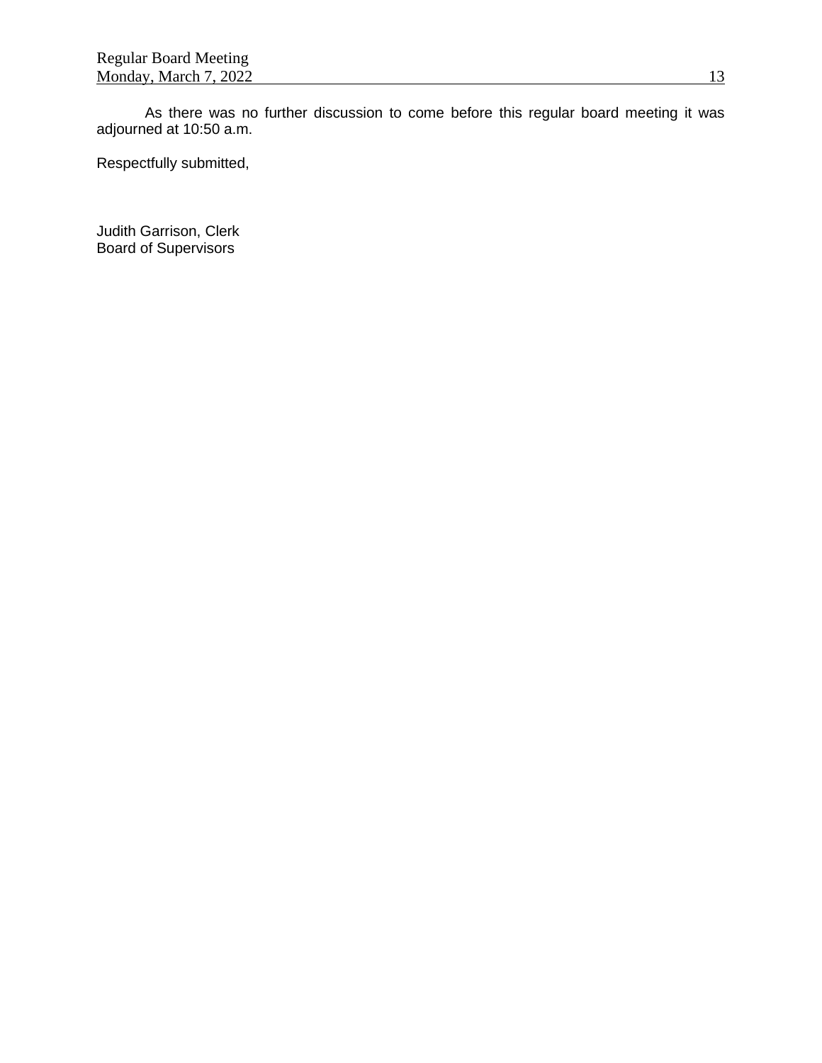As there was no further discussion to come before this regular board meeting it was adjourned at 10:50 a.m.

Respectfully submitted,

Judith Garrison, Clerk
Board of Supervisors